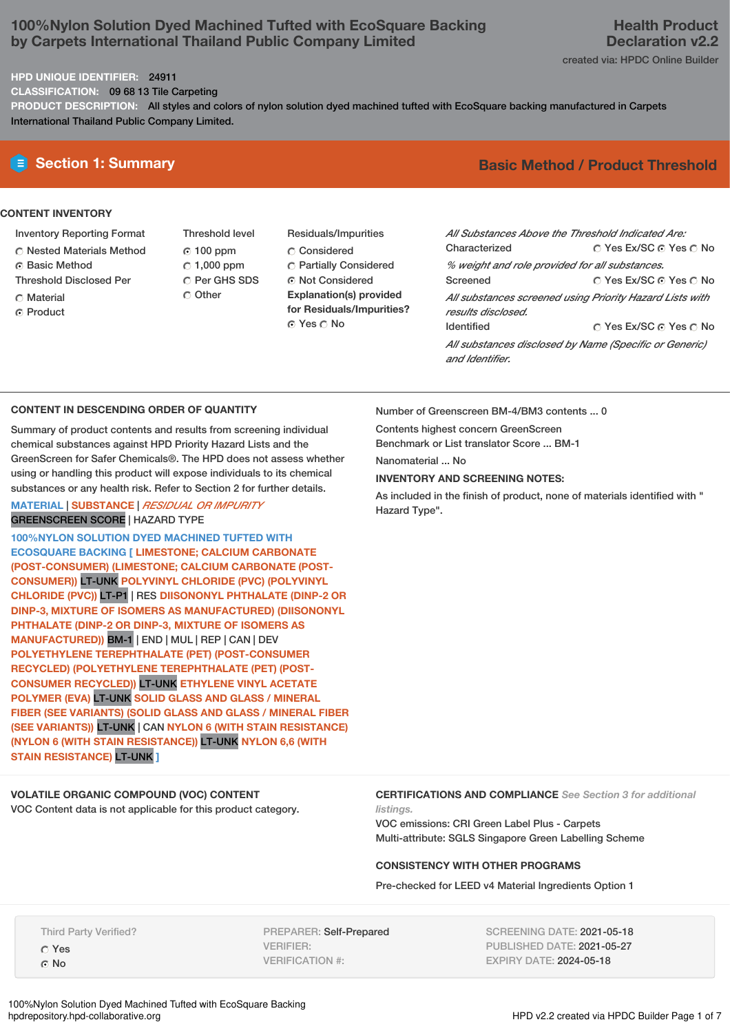# 100%Nylon Solution Dyed Machined Tufted with EcoSquare Backing by Carpets International Thailand Public Company Limited

**Health Product Declaration v2.2**

created via: HPDC Online Builder

**HPD UNIQUE IDENTIFIER:** 24911

**CLASSIFICATION:** 09 68 13 Tile Carpeting

**PRODUCT DESCRIPTION:** All styles and colors of nylon solution dyed machined tufted with EcoSquare backing manufactured in Carpets International Thailand Public Company Limited.

## Section 1: Summary

**Basic Method / Product Threshold**

### CONTENT INVENTORY

Inventory Reporting Format
- ○ Nested Materials Method
- ● Basic Method

Threshold Disclosed Per
- ○ Material
- ● Product

Threshold level
- ● 100 ppm
- ○ 1,000 ppm
- ○ Per GHS SDS
- ○ Other

Residuals/Impurities
- ○ Considered
- ○ Partially Considered
- ● Not Considered

**Explanation(s) provided for Residuals/Impurities?**
● Yes ○ No

*All Substances Above the Threshold Indicated Are:*

Characterized ○ Yes Ex/SC ● Yes ○ No
*% weight and role provided for all substances.*

Screened ○ Yes Ex/SC ● Yes ○ No
*All substances screened using Priority Hazard Lists with results disclosed.*

Identified ○ Yes Ex/SC ● Yes ○ No
*All substances disclosed by Name (Specific or Generic) and Identifier.*

### CONTENT IN DESCENDING ORDER OF QUANTITY

Summary of product contents and results from screening individual chemical substances against HPD Priority Hazard Lists and the GreenScreen for Safer Chemicals®. The HPD does not assess whether using or handling this product will expose individuals to its chemical substances or any health risk. Refer to Section 2 for further details.

MATERIAL | SUBSTANCE | *RESIDUAL OR IMPURITY*
GREENSCREEN SCORE | HAZARD TYPE

**100%NYLON SOLUTION DYED MACHINED TUFTED WITH ECOSQUARE BACKING [ LIMESTONE; CALCIUM CARBONATE (POST-CONSUMER) (LIMESTONE; CALCIUM CARBONATE (POST-CONSUMER))** LT-UNK **POLYVINYL CHLORIDE (PVC) (POLYVINYL CHLORIDE (PVC))** LT-P1 | RES **DIISONONYL PHTHALATE (DINP-2 OR DINP-3, MIXTURE OF ISOMERS AS MANUFACTURED) (DIISONONYL PHTHALATE (DINP-2 OR DINP-3, MIXTURE OF ISOMERS AS MANUFACTURED))** BM-1 | END | MUL | REP | CAN | DEV **POLYETHYLENE TEREPHTHALATE (PET) (POST-CONSUMER RECYCLED) (POLYETHYLENE TEREPHTHALATE (PET) (POST-CONSUMER RECYCLED))** LT-UNK **ETHYLENE VINYL ACETATE POLYMER (EVA)** LT-UNK **SOLID GLASS AND GLASS / MINERAL FIBER (SEE VARIANTS) (SOLID GLASS AND GLASS / MINERAL FIBER (SEE VARIANTS))** LT-UNK | CAN **NYLON 6 (WITH STAIN RESISTANCE) (NYLON 6 (WITH STAIN RESISTANCE))** LT-UNK **NYLON 6,6 (WITH STAIN RESISTANCE)** LT-UNK **]**

Number of Greenscreen BM-4/BM3 contents ... 0

Contents highest concern GreenScreen Benchmark or List translator Score ... BM-1

Nanomaterial ... No

**INVENTORY AND SCREENING NOTES:**

As included in the finish of product, none of materials identified with " Hazard Type".

### VOLATILE ORGANIC COMPOUND (VOC) CONTENT

VOC Content data is not applicable for this product category.

### CERTIFICATIONS AND COMPLIANCE *See Section 3 for additional listings.*

VOC emissions: CRI Green Label Plus - Carpets
Multi-attribute: SGLS Singapore Green Labelling Scheme

### CONSISTENCY WITH OTHER PROGRAMS

Pre-checked for LEED v4 Material Ingredients Option 1

Third Party Verified?
- ○ Yes
- ● No

PREPARER: Self-Prepared
VERIFIER:
VERIFICATION #:

SCREENING DATE: 2021-05-18
PUBLISHED DATE: 2021-05-27
EXPIRY DATE: 2024-05-18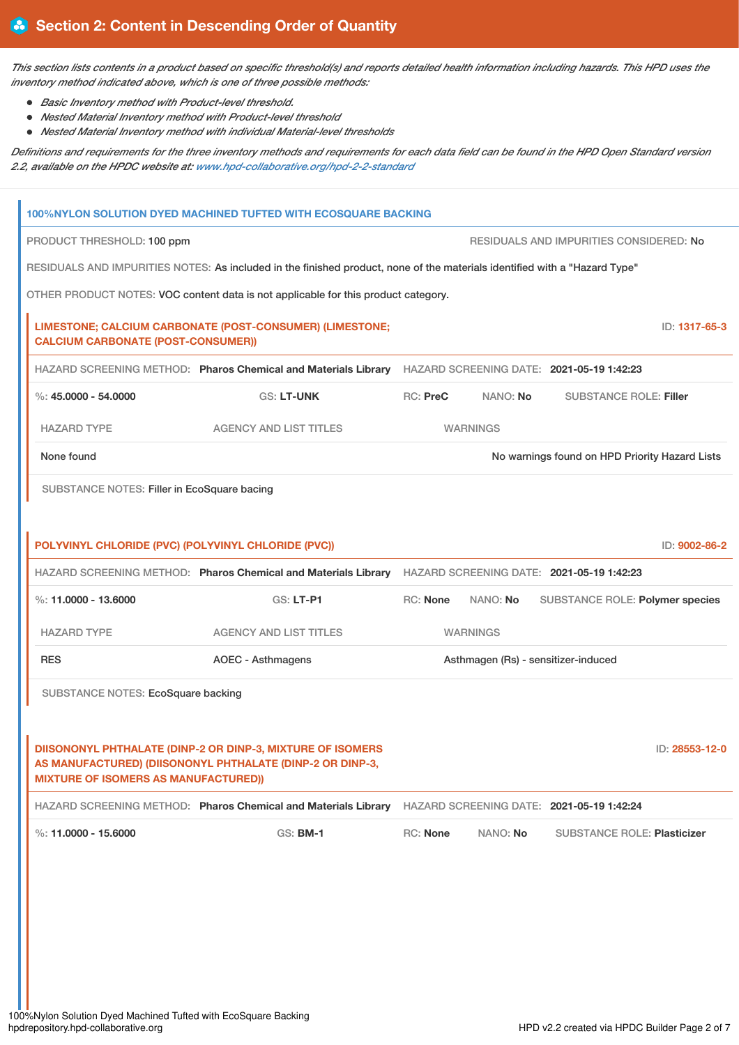## Section 2: Content in Descending Order of Quantity

*This section lists contents in a product based on specific threshold(s) and reports detailed health information including hazards. This HPD uses the inventory method indicated above, which is one of three possible methods:*

- *Basic Inventory method with Product-level threshold.*
- *Nested Material Inventory method with Product-level threshold*
- *Nested Material Inventory method with individual Material-level thresholds*

*Definitions and requirements for the three inventory methods and requirements for each data field can be found in the HPD Open Standard version 2.2, available on the HPDC website at: www.hpd-collaborative.org/hpd-2-2-standard*

### 100%NYLON SOLUTION DYED MACHINED TUFTED WITH ECOSQUARE BACKING

PRODUCT THRESHOLD: 100 ppm

RESIDUALS AND IMPURITIES CONSIDERED: No

RESIDUALS AND IMPURITIES NOTES: As included in the finished product, none of the materials identified with a "Hazard Type"

OTHER PRODUCT NOTES: VOC content data is not applicable for this product category.

#### LIMESTONE; CALCIUM CARBONATE (POST-CONSUMER) (LIMESTONE; CALCIUM CARBONATE (POST-CONSUMER))

ID: 1317-65-3

HAZARD SCREENING METHOD: **Pharos Chemical and Materials Library** HAZARD SCREENING DATE: **2021-05-19 1:42:23**

%: **45.0000 - 54.0000** GS: **LT-UNK** RC: **PreC** NANO: **No** SUBSTANCE ROLE: **Filler**

| HAZARD TYPE | AGENCY AND LIST TITLES | WARNINGS |
|---|---|---|
| None found | | No warnings found on HPD Priority Hazard Lists |

SUBSTANCE NOTES: Filler in EcoSquare bacing

#### POLYVINYL CHLORIDE (PVC) (POLYVINYL CHLORIDE (PVC))

ID: 9002-86-2

HAZARD SCREENING METHOD: **Pharos Chemical and Materials Library** HAZARD SCREENING DATE: **2021-05-19 1:42:23**

%: **11.0000 - 13.6000** GS: **LT-P1** RC: **None** NANO: **No** SUBSTANCE ROLE: **Polymer species**

| HAZARD TYPE | AGENCY AND LIST TITLES | WARNINGS |
|---|---|---|
| RES | AOEC - Asthmagens | Asthmagen (Rs) - sensitizer-induced |

SUBSTANCE NOTES: EcoSquare backing

#### DIISONONYL PHTHALATE (DINP-2 OR DINP-3, MIXTURE OF ISOMERS AS MANUFACTURED) (DIISONONYL PHTHALATE (DINP-2 OR DINP-3, MIXTURE OF ISOMERS AS MANUFACTURED))

ID: 28553-12-0

HAZARD SCREENING METHOD: **Pharos Chemical and Materials Library** HAZARD SCREENING DATE: **2021-05-19 1:42:24**

%: **11.0000 - 15.6000** GS: **BM-1** RC: **None** NANO: **No** SUBSTANCE ROLE: **Plasticizer**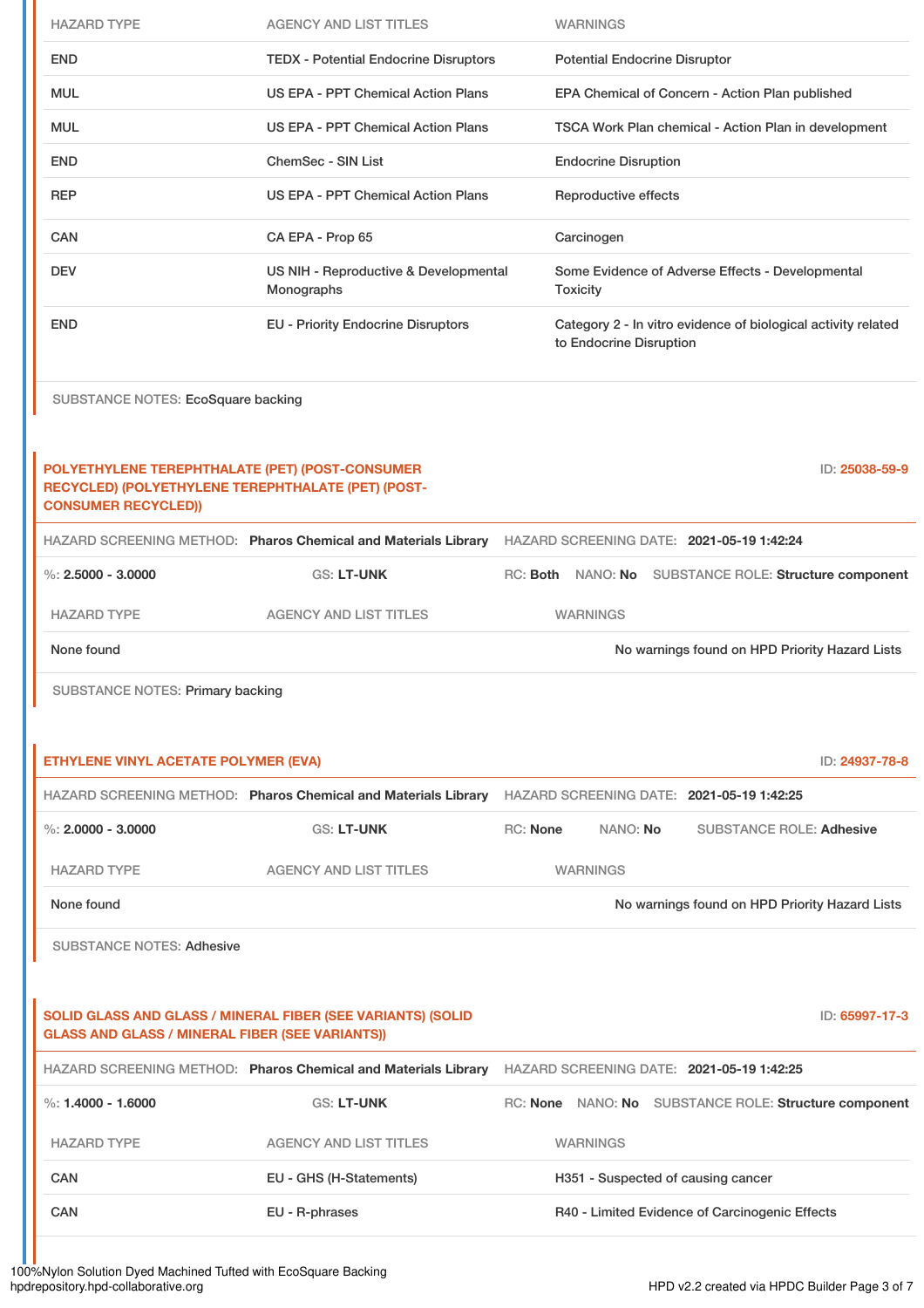| HAZARD TYPE | AGENCY AND LIST TITLES | WARNINGS |
| --- | --- | --- |
| END | TEDX - Potential Endocrine Disruptors | Potential Endocrine Disruptor |
| MUL | US EPA - PPT Chemical Action Plans | EPA Chemical of Concern - Action Plan published |
| MUL | US EPA - PPT Chemical Action Plans | TSCA Work Plan chemical - Action Plan in development |
| END | ChemSec - SIN List | Endocrine Disruption |
| REP | US EPA - PPT Chemical Action Plans | Reproductive effects |
| CAN | CA EPA - Prop 65 | Carcinogen |
| DEV | US NIH - Reproductive & Developmental Monographs | Some Evidence of Adverse Effects - Developmental Toxicity |
| END | EU - Priority Endocrine Disruptors | Category 2 - In vitro evidence of biological activity related to Endocrine Disruption |

SUBSTANCE NOTES: EcoSquare backing

## POLYETHYLENE TEREPHTHALATE (PET) (POST-CONSUMER RECYCLED) (POLYETHYLENE TEREPHTHALATE (PET) (POST-CONSUMER RECYCLED))

ID: 25038-59-9

HAZARD SCREENING METHOD: **Pharos Chemical and Materials Library** HAZARD SCREENING DATE: **2021-05-19 1:42:24**

%: **2.5000 - 3.0000** GS: **LT-UNK** RC: **Both** NANO: **No** SUBSTANCE ROLE: **Structure component**

| HAZARD TYPE | AGENCY AND LIST TITLES | WARNINGS |
| --- | --- | --- |
| None found | | No warnings found on HPD Priority Hazard Lists |

SUBSTANCE NOTES: Primary backing

## ETHYLENE VINYL ACETATE POLYMER (EVA)

ID: 24937-78-8

HAZARD SCREENING METHOD: **Pharos Chemical and Materials Library** HAZARD SCREENING DATE: **2021-05-19 1:42:25**

%: **2.0000 - 3.0000** GS: **LT-UNK** RC: **None** NANO: **No** SUBSTANCE ROLE: **Adhesive**

| HAZARD TYPE | AGENCY AND LIST TITLES | WARNINGS |
| --- | --- | --- |
| None found | | No warnings found on HPD Priority Hazard Lists |

SUBSTANCE NOTES: Adhesive

## SOLID GLASS AND GLASS / MINERAL FIBER (SEE VARIANTS) (SOLID GLASS AND GLASS / MINERAL FIBER (SEE VARIANTS))

ID: 65997-17-3

HAZARD SCREENING METHOD: **Pharos Chemical and Materials Library** HAZARD SCREENING DATE: **2021-05-19 1:42:25**

%: **1.4000 - 1.6000** GS: **LT-UNK** RC: **None** NANO: **No** SUBSTANCE ROLE: **Structure component**

| HAZARD TYPE | AGENCY AND LIST TITLES | WARNINGS |
| --- | --- | --- |
| CAN | EU - GHS (H-Statements) | H351 - Suspected of causing cancer |
| CAN | EU - R-phrases | R40 - Limited Evidence of Carcinogenic Effects |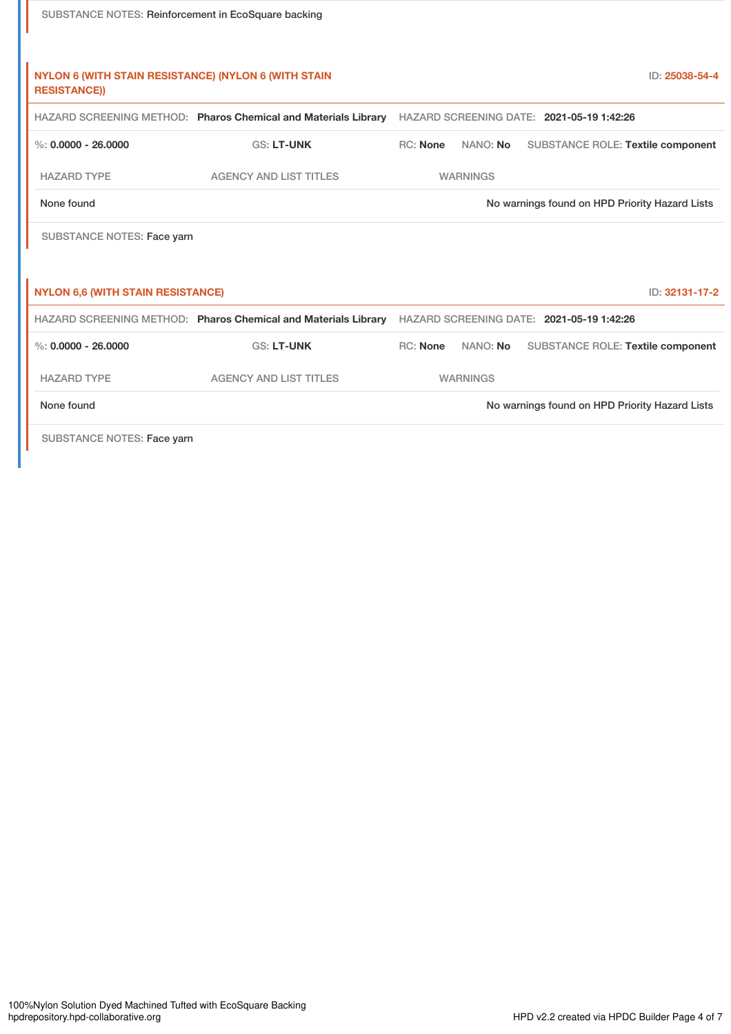SUBSTANCE NOTES: Reinforcement in EcoSquare backing

### NYLON 6 (WITH STAIN RESISTANCE) (NYLON 6 (WITH STAIN RESISTANCE))

ID: 25038-54-4

HAZARD SCREENING METHOD: **Pharos Chemical and Materials Library** HAZARD SCREENING DATE: **2021-05-19 1:42:26**

%: **0.0000 - 26.0000** GS: **LT-UNK** RC: **None** NANO: **No** SUBSTANCE ROLE: **Textile component**

| HAZARD TYPE | AGENCY AND LIST TITLES | WARNINGS |
| --- | --- | --- |
| None found | | No warnings found on HPD Priority Hazard Lists |

SUBSTANCE NOTES: Face yarn

### NYLON 6,6 (WITH STAIN RESISTANCE)

ID: 32131-17-2

HAZARD SCREENING METHOD: **Pharos Chemical and Materials Library** HAZARD SCREENING DATE: **2021-05-19 1:42:26**

%: **0.0000 - 26.0000** GS: **LT-UNK** RC: **None** NANO: **No** SUBSTANCE ROLE: **Textile component**

| HAZARD TYPE | AGENCY AND LIST TITLES | WARNINGS |
| --- | --- | --- |
| None found | | No warnings found on HPD Priority Hazard Lists |

SUBSTANCE NOTES: Face yarn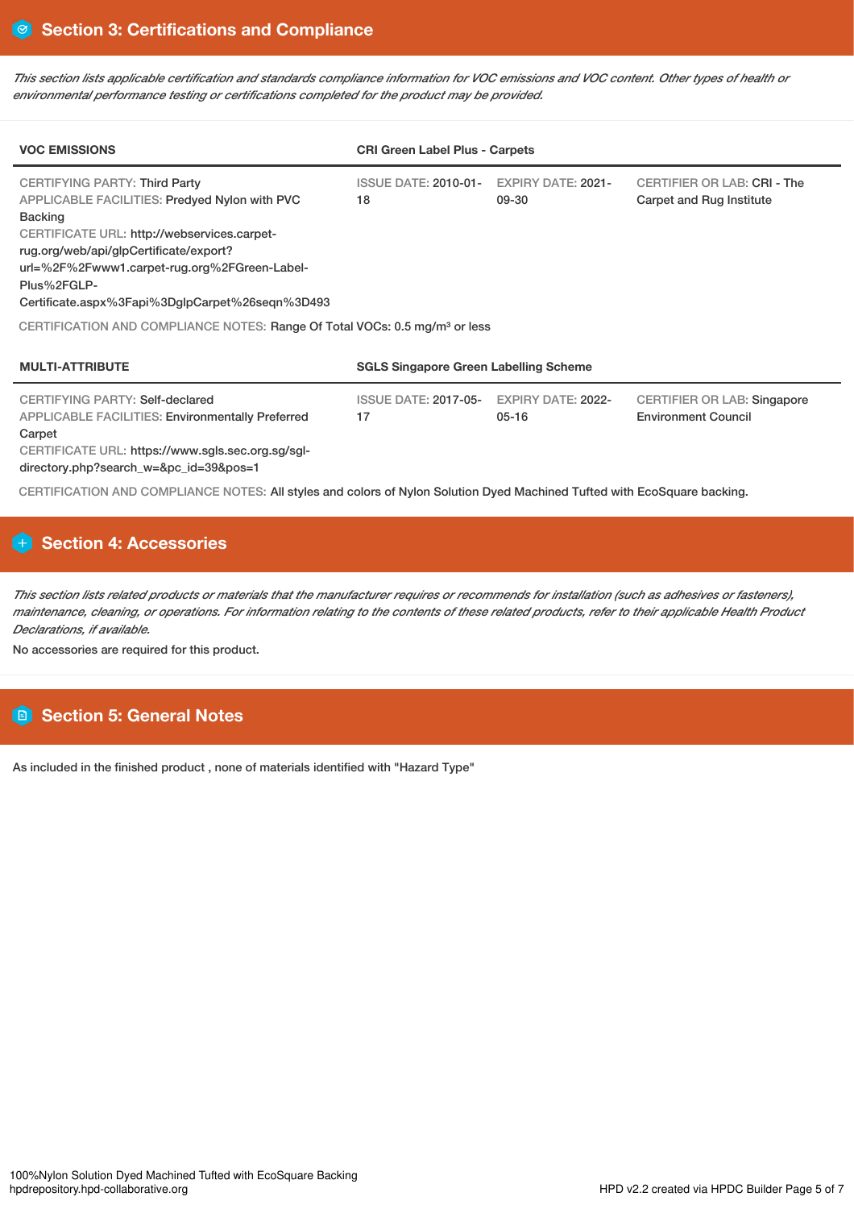## Section 3: Certifications and Compliance

*This section lists applicable certification and standards compliance information for VOC emissions and VOC content. Other types of health or environmental performance testing or certifications completed for the product may be provided.*

| VOC EMISSIONS | CRI Green Label Plus - Carpets | | |
|---|---|---|---|
| CERTIFYING PARTY: Third Party<br>APPLICABLE FACILITIES: Predyed Nylon with PVC Backing<br>CERTIFICATE URL: http://webservices.carpet-rug.org/web/api/glpCertificate/export?url=%2F%2Fwww1.carpet-rug.org%2FGreen-Label-Plus%2FGLP-Certificate.aspx%3Fapi%3DglpCarpet%26seqn%3D493 | ISSUE DATE: 2010-01-18 | EXPIRY DATE: 2021-09-30 | CERTIFIER OR LAB: CRI - The Carpet and Rug Institute |

CERTIFICATION AND COMPLIANCE NOTES: Range Of Total VOCs: 0.5 mg/m³ or less

| MULTI-ATTRIBUTE | SGLS Singapore Green Labelling Scheme | | |
|---|---|---|---|
| CERTIFYING PARTY: Self-declared<br>APPLICABLE FACILITIES: Environmentally Preferred Carpet<br>CERTIFICATE URL: https://www.sgls.sec.org.sg/sgl-directory.php?search_w=&pc_id=39&pos=1 | ISSUE DATE: 2017-05-17 | EXPIRY DATE: 2022-05-16 | CERTIFIER OR LAB: Singapore Environment Council |

CERTIFICATION AND COMPLIANCE NOTES: All styles and colors of Nylon Solution Dyed Machined Tufted with EcoSquare backing.

## Section 4: Accessories

*This section lists related products or materials that the manufacturer requires or recommends for installation (such as adhesives or fasteners), maintenance, cleaning, or operations. For information relating to the contents of these related products, refer to their applicable Health Product Declarations, if available.*

No accessories are required for this product.

## Section 5: General Notes

As included in the finished product , none of materials identified with "Hazard Type"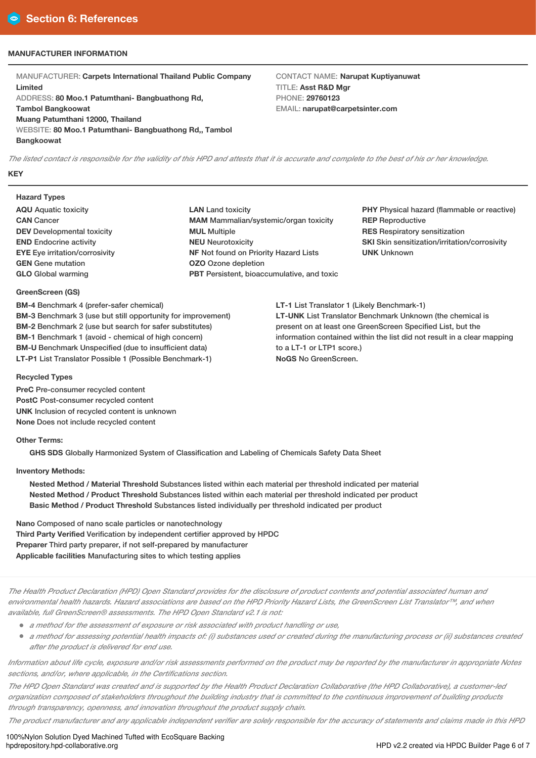# Section 6: References

## MANUFACTURER INFORMATION

MANUFACTURER: **Carpets International Thailand Public Company Limited**
ADDRESS: **80 Moo.1 Patumthani- Bangbuathong Rd, Tambol Bangkoowat Muang Patumthani 12000, Thailand**
WEBSITE: **80 Moo.1 Patumthani- Bangbuathong Rd,, Tambol Bangkoowat**

CONTACT NAME: **Narupat Kuptiyanuwat**
TITLE: **Asst R&D Mgr**
PHONE: **29760123**
EMAIL: **narupat@carpetsinter.com**

*The listed contact is responsible for the validity of this HPD and attests that it is accurate and complete to the best of his or her knowledge.*

## KEY

### Hazard Types

**AQU** Aquatic toxicity
**CAN** Cancer
**DEV** Developmental toxicity
**END** Endocrine activity
**EYE** Eye irritation/corrosivity
**GEN** Gene mutation
**GLO** Global warming
**LAN** Land toxicity
**MAM** Mammalian/systemic/organ toxicity
**MUL** Multiple
**NEU** Neurotoxicity
**NF** Not found on Priority Hazard Lists
**OZO** Ozone depletion
**PBT** Persistent, bioaccumulative, and toxic
**PHY** Physical hazard (flammable or reactive)
**REP** Reproductive
**RES** Respiratory sensitization
**SKI** Skin sensitization/irritation/corrosivity
**UNK** Unknown

### GreenScreen (GS)

**BM-4** Benchmark 4 (prefer-safer chemical)
**BM-3** Benchmark 3 (use but still opportunity for improvement)
**BM-2** Benchmark 2 (use but search for safer substitutes)
**BM-1** Benchmark 1 (avoid - chemical of high concern)
**BM-U** Benchmark Unspecified (due to insufficient data)
**LT-P1** List Translator Possible 1 (Possible Benchmark-1)
**LT-1** List Translator 1 (Likely Benchmark-1)
**LT-UNK** List Translator Benchmark Unknown (the chemical is present on at least one GreenScreen Specified List, but the information contained within the list did not result in a clear mapping to a LT-1 or LTP1 score.)
**NoGS** No GreenScreen.

### Recycled Types

**PreC** Pre-consumer recycled content
**PostC** Post-consumer recycled content
**UNK** Inclusion of recycled content is unknown
**None** Does not include recycled content

### Other Terms:

**GHS SDS** Globally Harmonized System of Classification and Labeling of Chemicals Safety Data Sheet

### Inventory Methods:

**Nested Method / Material Threshold** Substances listed within each material per threshold indicated per material
**Nested Method / Product Threshold** Substances listed within each material per threshold indicated per product
**Basic Method / Product Threshold** Substances listed individually per threshold indicated per product

**Nano** Composed of nano scale particles or nanotechnology
**Third Party Verified** Verification by independent certifier approved by HPDC
**Preparer** Third party preparer, if not self-prepared by manufacturer
**Applicable facilities** Manufacturing sites to which testing applies

*The Health Product Declaration (HPD) Open Standard provides for the disclosure of product contents and potential associated human and environmental health hazards. Hazard associations are based on the HPD Priority Hazard Lists, the GreenScreen List Translator™, and when available, full GreenScreen® assessments. The HPD Open Standard v2.1 is not:*

- *a method for the assessment of exposure or risk associated with product handling or use,*
- *a method for assessing potential health impacts of: (i) substances used or created during the manufacturing process or (ii) substances created after the product is delivered for end use.*

*Information about life cycle, exposure and/or risk assessments performed on the product may be reported by the manufacturer in appropriate Notes sections, and/or, where applicable, in the Certifications section.*

*The HPD Open Standard was created and is supported by the Health Product Declaration Collaborative (the HPD Collaborative), a customer-led organization composed of stakeholders throughout the building industry that is committed to the continuous improvement of building products through transparency, openness, and innovation throughout the product supply chain.*

*The product manufacturer and any applicable independent verifier are solely responsible for the accuracy of statements and claims made in this HPD*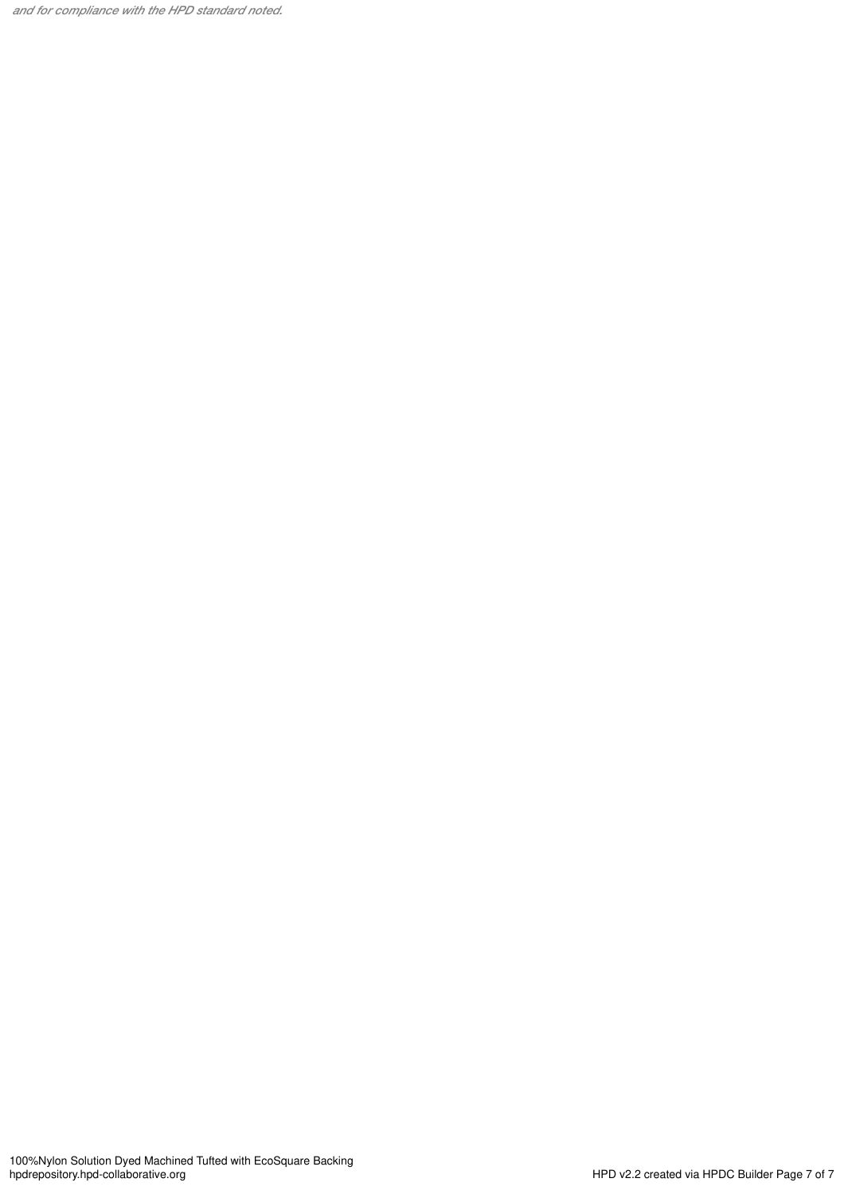*and for compliance with the HPD standard noted.*